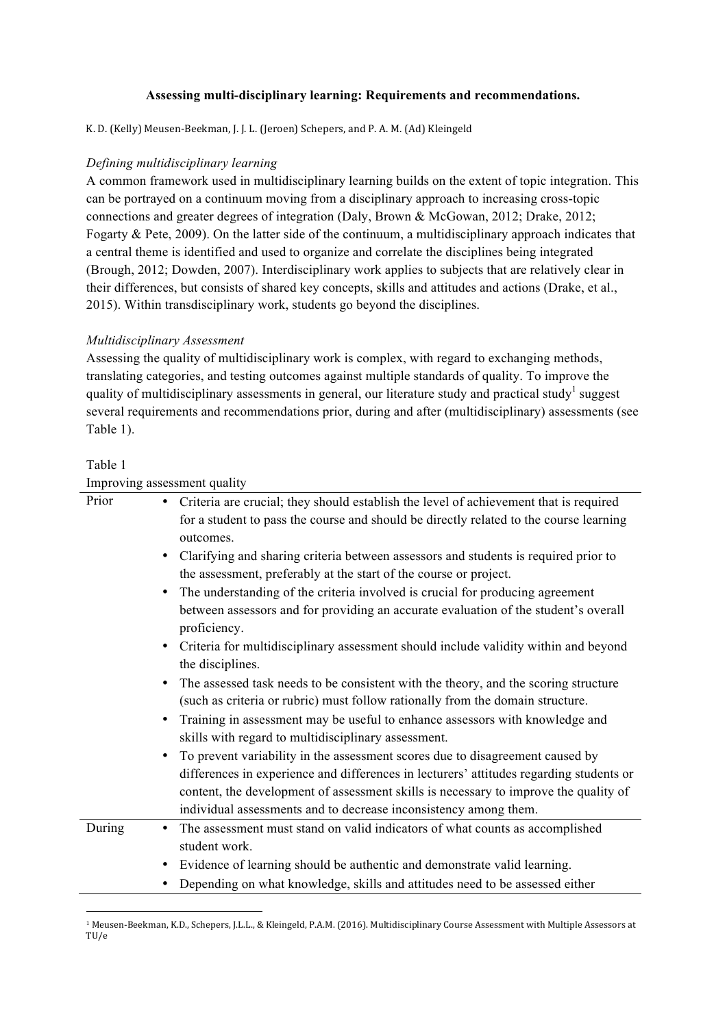# Assessing multi-disciplinary learning: Requirements and recommendations.

K. D. (Kelly) Meusen-Beekman, J. J. L. (Jeroen) Schepers, and P. A. M. (Ad) Kleingeld

*Defining multidisciplinary learning*

A common framework used in multidisciplinary learning builds on the extent of topic integration. This can be portrayed on a continuum moving from a disciplinary approach to increasing cross-topic connections and greater degrees of integration (Daly, Brown & McGowan, 2012; Drake, 2012; Fogarty & Pete, 2009). On the latter side of the continuum, a multidisciplinary approach indicates that a central theme is identified and used to organize and correlate the disciplines being integrated (Brough, 2012; Dowden, 2007). Interdisciplinary work applies to subjects that are relatively clear in their differences, but consists of shared key concepts, skills and attitudes and actions (Drake, et al., 2015). Within transdisciplinary work, students go beyond the disciplines.

*Multidisciplinary Assessment*

Assessing the quality of multidisciplinary work is complex, with regard to exchanging methods, translating categories, and testing outcomes against multiple standards of quality. To improve the quality of multidisciplinary assessments in general, our literature study and practical study[1] suggest several requirements and recommendations prior, during and after (multidisciplinary) assessments (see Table 1).

Table 1
Improving assessment quality

| | |
|---|---|
| Prior | • Criteria are crucial; they should establish the level of achievement that is required for a student to pass the course and should be directly related to the course learning outcomes.<br>• Clarifying and sharing criteria between assessors and students is required prior to the assessment, preferably at the start of the course or project.<br>• The understanding of the criteria involved is crucial for producing agreement between assessors and for providing an accurate evaluation of the student's overall proficiency.<br>• Criteria for multidisciplinary assessment should include validity within and beyond the disciplines.<br>• The assessed task needs to be consistent with the theory, and the scoring structure (such as criteria or rubric) must follow rationally from the domain structure.<br>• Training in assessment may be useful to enhance assessors with knowledge and skills with regard to multidisciplinary assessment.<br>• To prevent variability in the assessment scores due to disagreement caused by differences in experience and differences in lecturers' attitudes regarding students or content, the development of assessment skills is necessary to improve the quality of individual assessments and to decrease inconsistency among them. |
| During | • The assessment must stand on valid indicators of what counts as accomplished student work.<br>• Evidence of learning should be authentic and demonstrate valid learning.<br>• Depending on what knowledge, skills and attitudes need to be assessed either |

[1] Meusen-Beekman, K.D., Schepers, J.L.L., & Kleingeld, P.A.M. (2016). Multidisciplinary Course Assessment with Multiple Assessors at TU/e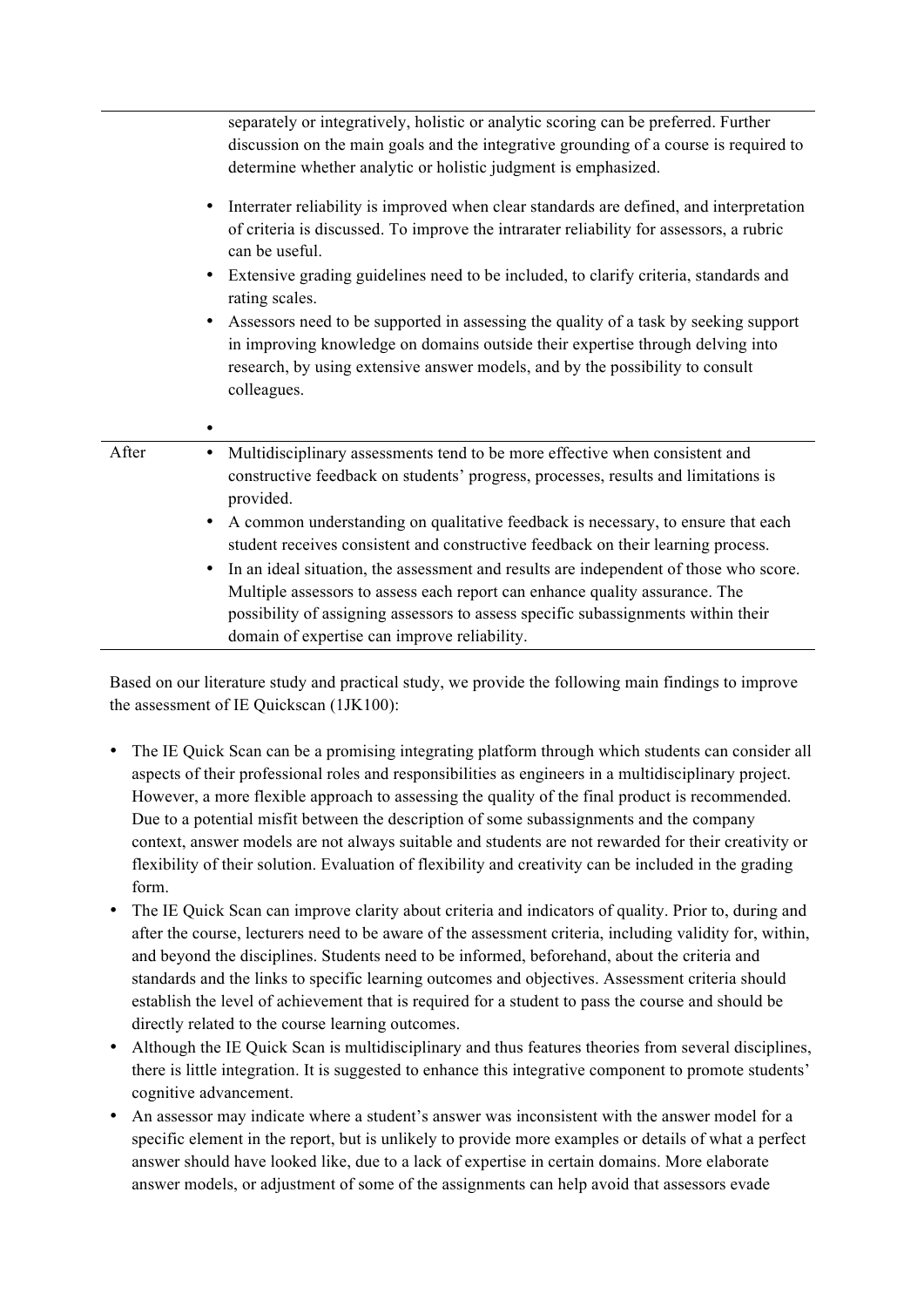| | |
|---|---|
| | separately or integratively, holistic or analytic scoring can be preferred. Further discussion on the main goals and the integrative grounding of a course is required to determine whether analytic or holistic judgment is emphasized.<br>• Interrater reliability is improved when clear standards are defined, and interpretation of criteria is discussed. To improve the intrarater reliability for assessors, a rubric can be useful.<br>• Extensive grading guidelines need to be included, to clarify criteria, standards and rating scales.<br>• Assessors need to be supported in assessing the quality of a task by seeking support in improving knowledge on domains outside their expertise through delving into research, by using extensive answer models, and by the possibility to consult colleagues.<br>• |
| After | • Multidisciplinary assessments tend to be more effective when consistent and constructive feedback on students' progress, processes, results and limitations is provided.<br>• A common understanding on qualitative feedback is necessary, to ensure that each student receives consistent and constructive feedback on their learning process.<br>• In an ideal situation, the assessment and results are independent of those who score. Multiple assessors to assess each report can enhance quality assurance. The possibility of assigning assessors to assess specific subassignments within their domain of expertise can improve reliability. |

Based on our literature study and practical study, we provide the following main findings to improve the assessment of IE Quickscan (1JK100):

- The IE Quick Scan can be a promising integrating platform through which students can consider all aspects of their professional roles and responsibilities as engineers in a multidisciplinary project. However, a more flexible approach to assessing the quality of the final product is recommended. Due to a potential misfit between the description of some subassignments and the company context, answer models are not always suitable and students are not rewarded for their creativity or flexibility of their solution. Evaluation of flexibility and creativity can be included in the grading form.
- The IE Quick Scan can improve clarity about criteria and indicators of quality. Prior to, during and after the course, lecturers need to be aware of the assessment criteria, including validity for, within, and beyond the disciplines. Students need to be informed, beforehand, about the criteria and standards and the links to specific learning outcomes and objectives. Assessment criteria should establish the level of achievement that is required for a student to pass the course and should be directly related to the course learning outcomes.
- Although the IE Quick Scan is multidisciplinary and thus features theories from several disciplines, there is little integration. It is suggested to enhance this integrative component to promote students' cognitive advancement.
- An assessor may indicate where a student's answer was inconsistent with the answer model for a specific element in the report, but is unlikely to provide more examples or details of what a perfect answer should have looked like, due to a lack of expertise in certain domains. More elaborate answer models, or adjustment of some of the assignments can help avoid that assessors evade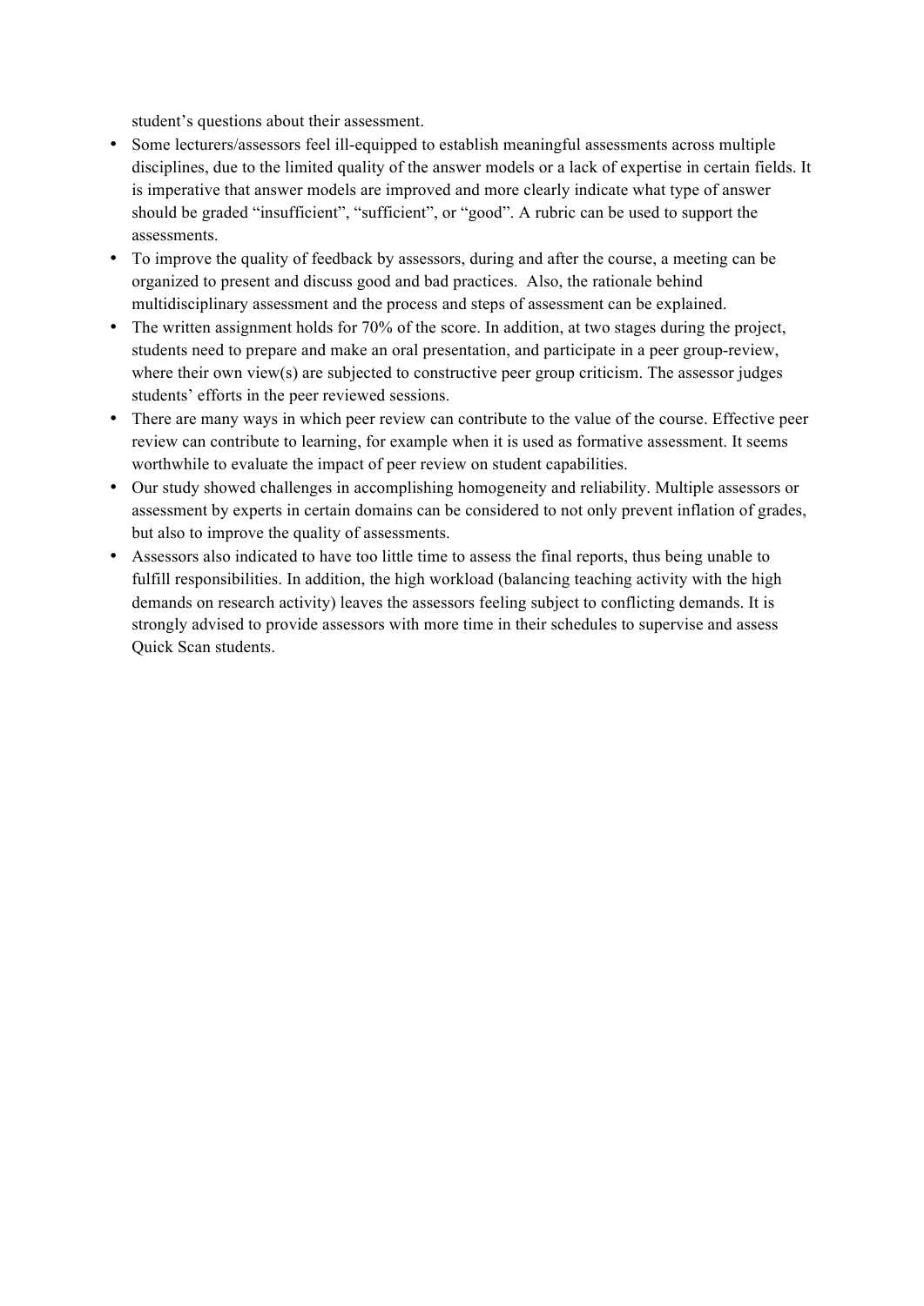student’s questions about their assessment.

- Some lecturers/assessors feel ill-equipped to establish meaningful assessments across multiple disciplines, due to the limited quality of the answer models or a lack of expertise in certain fields. It is imperative that answer models are improved and more clearly indicate what type of answer should be graded “insufficient”, “sufficient”, or “good”. A rubric can be used to support the assessments.
- To improve the quality of feedback by assessors, during and after the course, a meeting can be organized to present and discuss good and bad practices. Also, the rationale behind multidisciplinary assessment and the process and steps of assessment can be explained.
- The written assignment holds for 70% of the score. In addition, at two stages during the project, students need to prepare and make an oral presentation, and participate in a peer group-review, where their own view(s) are subjected to constructive peer group criticism. The assessor judges students’ efforts in the peer reviewed sessions.
- There are many ways in which peer review can contribute to the value of the course. Effective peer review can contribute to learning, for example when it is used as formative assessment. It seems worthwhile to evaluate the impact of peer review on student capabilities.
- Our study showed challenges in accomplishing homogeneity and reliability. Multiple assessors or assessment by experts in certain domains can be considered to not only prevent inflation of grades, but also to improve the quality of assessments.
- Assessors also indicated to have too little time to assess the final reports, thus being unable to fulfill responsibilities. In addition, the high workload (balancing teaching activity with the high demands on research activity) leaves the assessors feeling subject to conflicting demands. It is strongly advised to provide assessors with more time in their schedules to supervise and assess Quick Scan students.